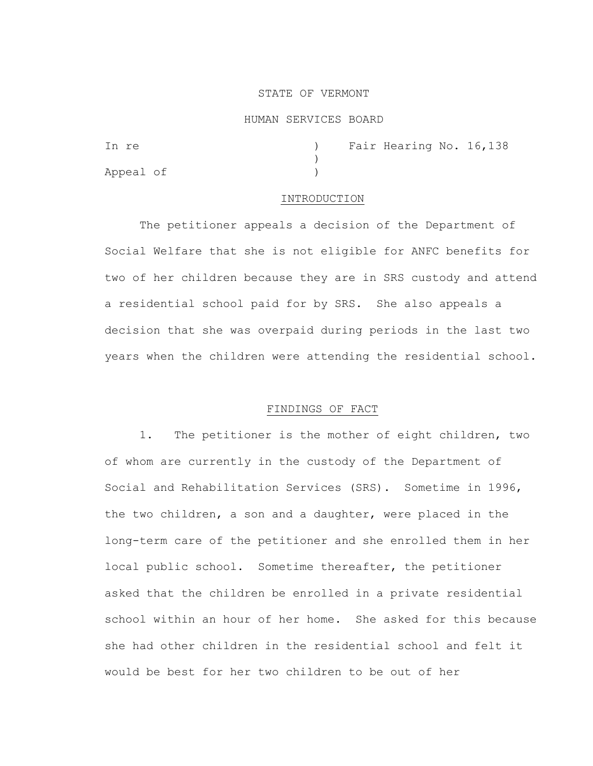STATE OF VERMONT

HUMAN SERVICES BOARD

In re ) Fair Hearing No. 16,138
 )
Appeal of )

## INTRODUCTION

The petitioner appeals a decision of the Department of Social Welfare that she is not eligible for ANFC benefits for two of her children because they are in SRS custody and attend a residential school paid for by SRS. She also appeals a decision that she was overpaid during periods in the last two years when the children were attending the residential school.

## FINDINGS OF FACT

1. The petitioner is the mother of eight children, two of whom are currently in the custody of the Department of Social and Rehabilitation Services (SRS). Sometime in 1996, the two children, a son and a daughter, were placed in the long-term care of the petitioner and she enrolled them in her local public school. Sometime thereafter, the petitioner asked that the children be enrolled in a private residential school within an hour of her home. She asked for this because she had other children in the residential school and felt it would be best for her two children to be out of her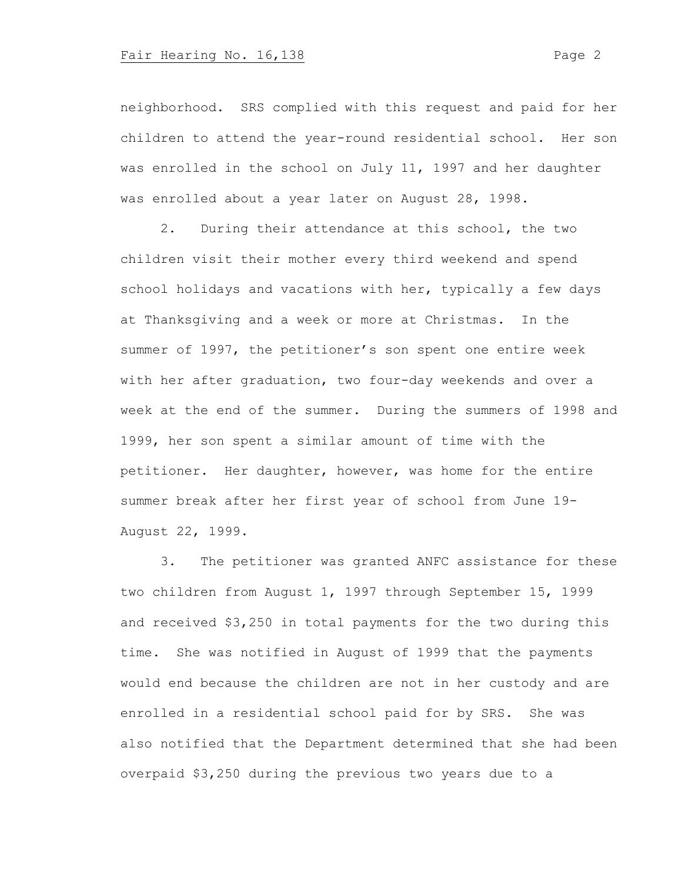neighborhood. SRS complied with this request and paid for her children to attend the year-round residential school. Her son was enrolled in the school on July 11, 1997 and her daughter was enrolled about a year later on August 28, 1998.

2. During their attendance at this school, the two children visit their mother every third weekend and spend school holidays and vacations with her, typically a few days at Thanksgiving and a week or more at Christmas. In the summer of 1997, the petitioner's son spent one entire week with her after graduation, two four-day weekends and over a week at the end of the summer. During the summers of 1998 and 1999, her son spent a similar amount of time with the petitioner. Her daughter, however, was home for the entire summer break after her first year of school from June 19-August 22, 1999.

3. The petitioner was granted ANFC assistance for these two children from August 1, 1997 through September 15, 1999 and received $3,250 in total payments for the two during this time. She was notified in August of 1999 that the payments would end because the children are not in her custody and are enrolled in a residential school paid for by SRS. She was also notified that the Department determined that she had been overpaid $3,250 during the previous two years due to a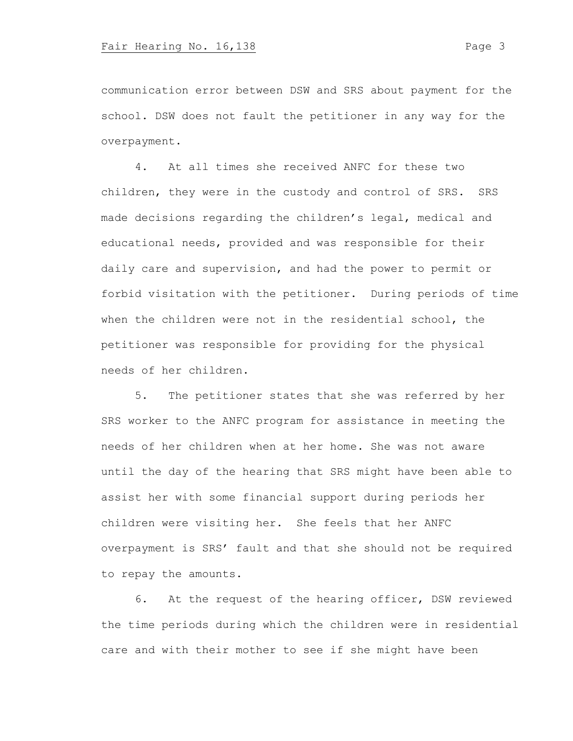communication error between DSW and SRS about payment for the school. DSW does not fault the petitioner in any way for the overpayment.

4. At all times she received ANFC for these two children, they were in the custody and control of SRS. SRS made decisions regarding the children's legal, medical and educational needs, provided and was responsible for their daily care and supervision, and had the power to permit or forbid visitation with the petitioner. During periods of time when the children were not in the residential school, the petitioner was responsible for providing for the physical needs of her children.

5. The petitioner states that she was referred by her SRS worker to the ANFC program for assistance in meeting the needs of her children when at her home. She was not aware until the day of the hearing that SRS might have been able to assist her with some financial support during periods her children were visiting her. She feels that her ANFC overpayment is SRS' fault and that she should not be required to repay the amounts.

6. At the request of the hearing officer, DSW reviewed the time periods during which the children were in residential care and with their mother to see if she might have been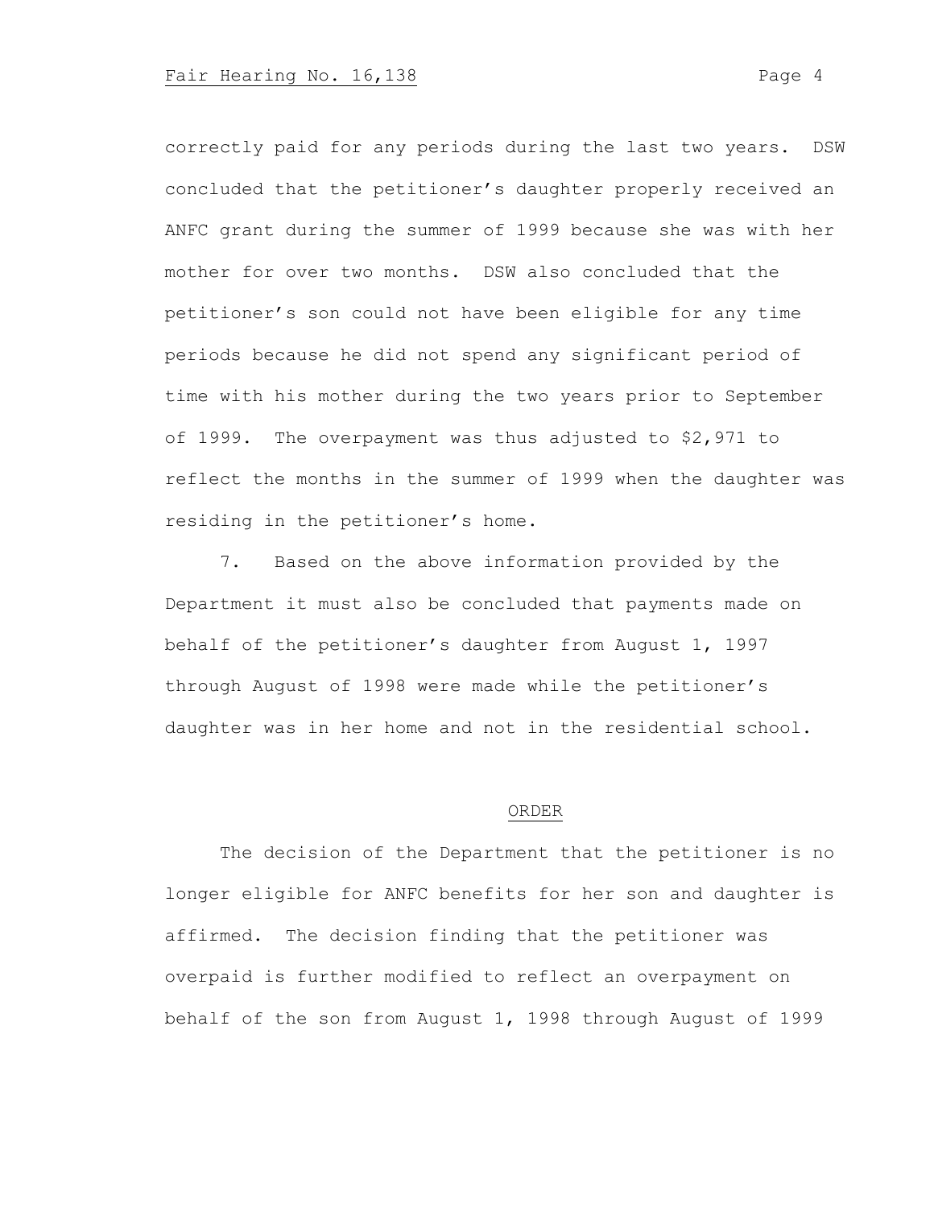correctly paid for any periods during the last two years. DSW concluded that the petitioner's daughter properly received an ANFC grant during the summer of 1999 because she was with her mother for over two months. DSW also concluded that the petitioner's son could not have been eligible for any time periods because he did not spend any significant period of time with his mother during the two years prior to September of 1999. The overpayment was thus adjusted to $2,971 to reflect the months in the summer of 1999 when the daughter was residing in the petitioner's home.

7. Based on the above information provided by the Department it must also be concluded that payments made on behalf of the petitioner's daughter from August 1, 1997 through August of 1998 were made while the petitioner's daughter was in her home and not in the residential school.

## ORDER

The decision of the Department that the petitioner is no longer eligible for ANFC benefits for her son and daughter is affirmed. The decision finding that the petitioner was overpaid is further modified to reflect an overpayment on behalf of the son from August 1, 1998 through August of 1999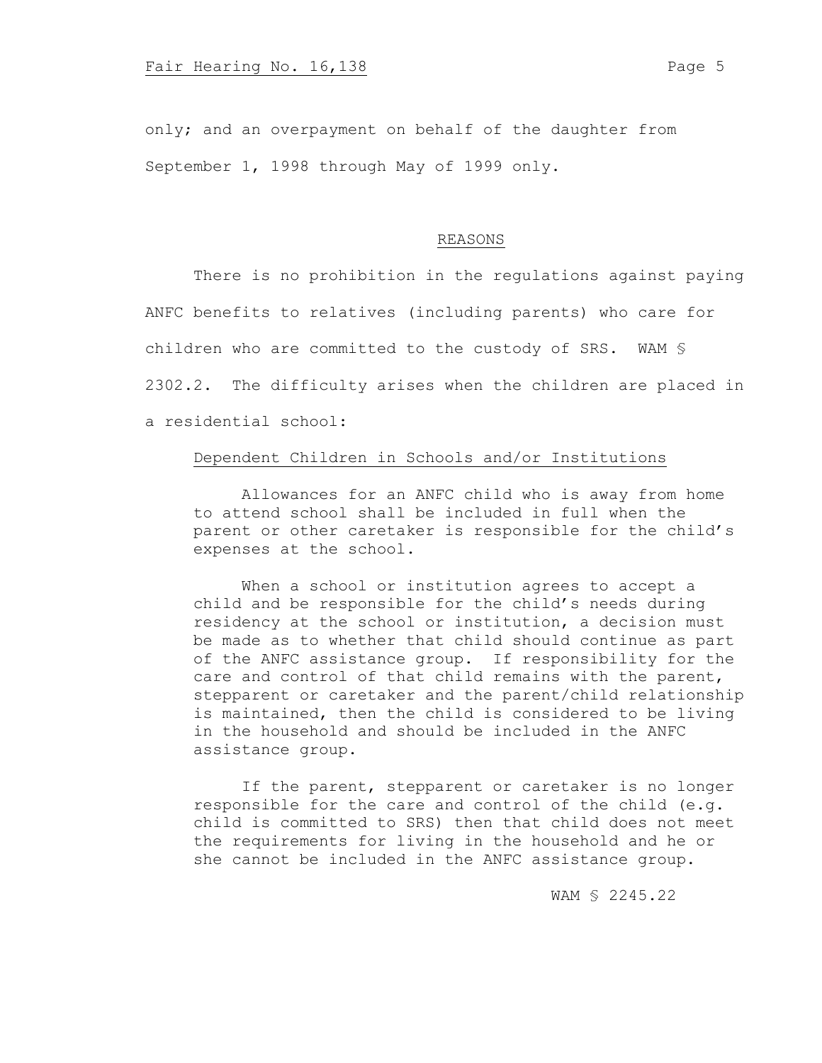only; and an overpayment on behalf of the daughter from September 1, 1998 through May of 1999 only.

## REASONS

There is no prohibition in the regulations against paying ANFC benefits to relatives (including parents) who care for children who are committed to the custody of SRS. WAM § 2302.2. The difficulty arises when the children are placed in a residential school:

> Dependent Children in Schools and/or Institutions
>
> Allowances for an ANFC child who is away from home to attend school shall be included in full when the parent or other caretaker is responsible for the child's expenses at the school.
>
> When a school or institution agrees to accept a child and be responsible for the child's needs during residency at the school or institution, a decision must be made as to whether that child should continue as part of the ANFC assistance group. If responsibility for the care and control of that child remains with the parent, stepparent or caretaker and the parent/child relationship is maintained, then the child is considered to be living in the household and should be included in the ANFC assistance group.
>
> If the parent, stepparent or caretaker is no longer responsible for the care and control of the child (e.g. child is committed to SRS) then that child does not meet the requirements for living in the household and he or she cannot be included in the ANFC assistance group.
>
> WAM § 2245.22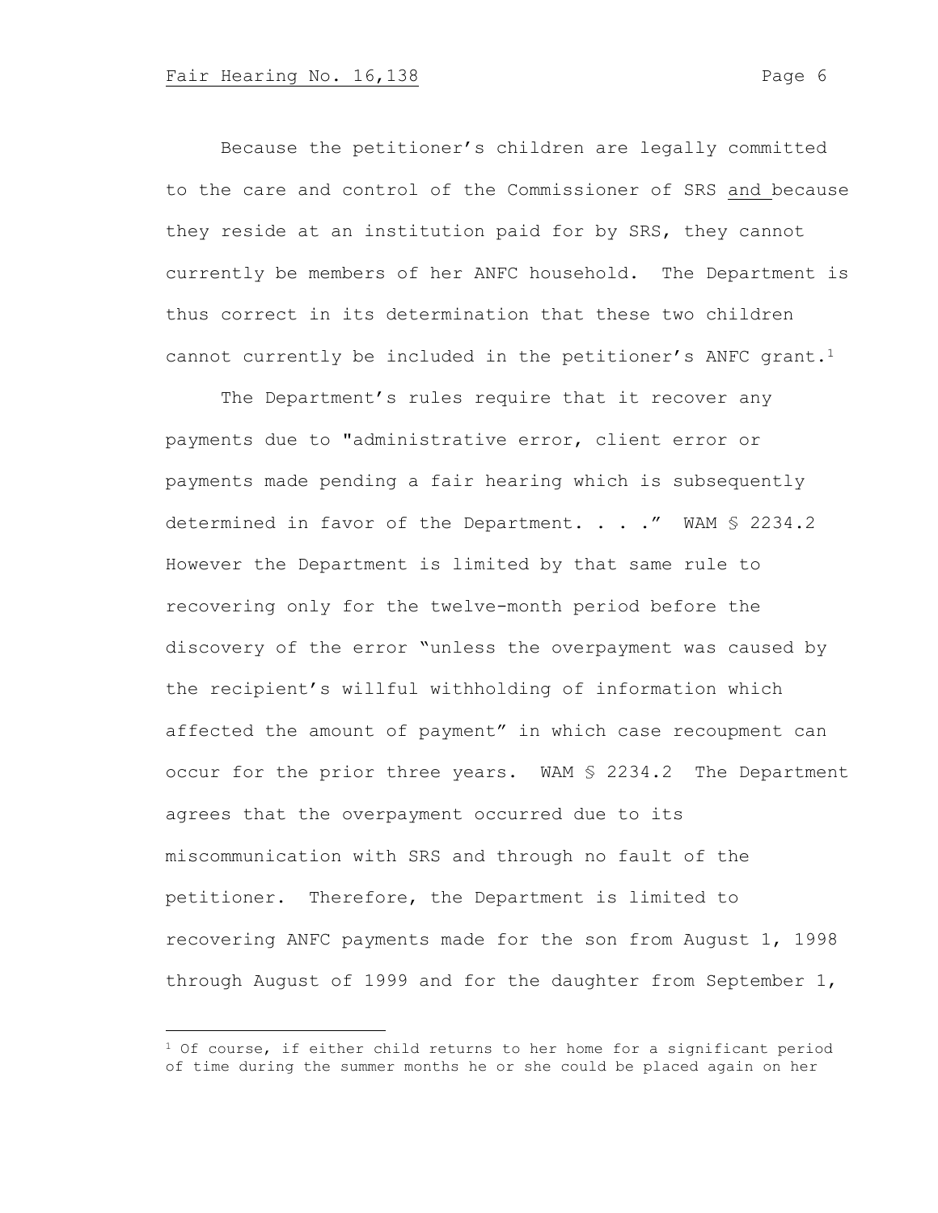Because the petitioner's children are legally committed to the care and control of the Commissioner of SRS and because they reside at an institution paid for by SRS, they cannot currently be members of her ANFC household. The Department is thus correct in its determination that these two children cannot currently be included in the petitioner's ANFC grant.[1]

The Department's rules require that it recover any payments due to "administrative error, client error or payments made pending a fair hearing which is subsequently determined in favor of the Department. . . ." WAM § 2234.2 However the Department is limited by that same rule to recovering only for the twelve-month period before the discovery of the error "unless the overpayment was caused by the recipient's willful withholding of information which affected the amount of payment" in which case recoupment can occur for the prior three years. WAM § 2234.2 The Department agrees that the overpayment occurred due to its miscommunication with SRS and through no fault of the petitioner. Therefore, the Department is limited to recovering ANFC payments made for the son from August 1, 1998 through August of 1999 and for the daughter from September 1,

---

[1] Of course, if either child returns to her home for a significant period of time during the summer months he or she could be placed again on her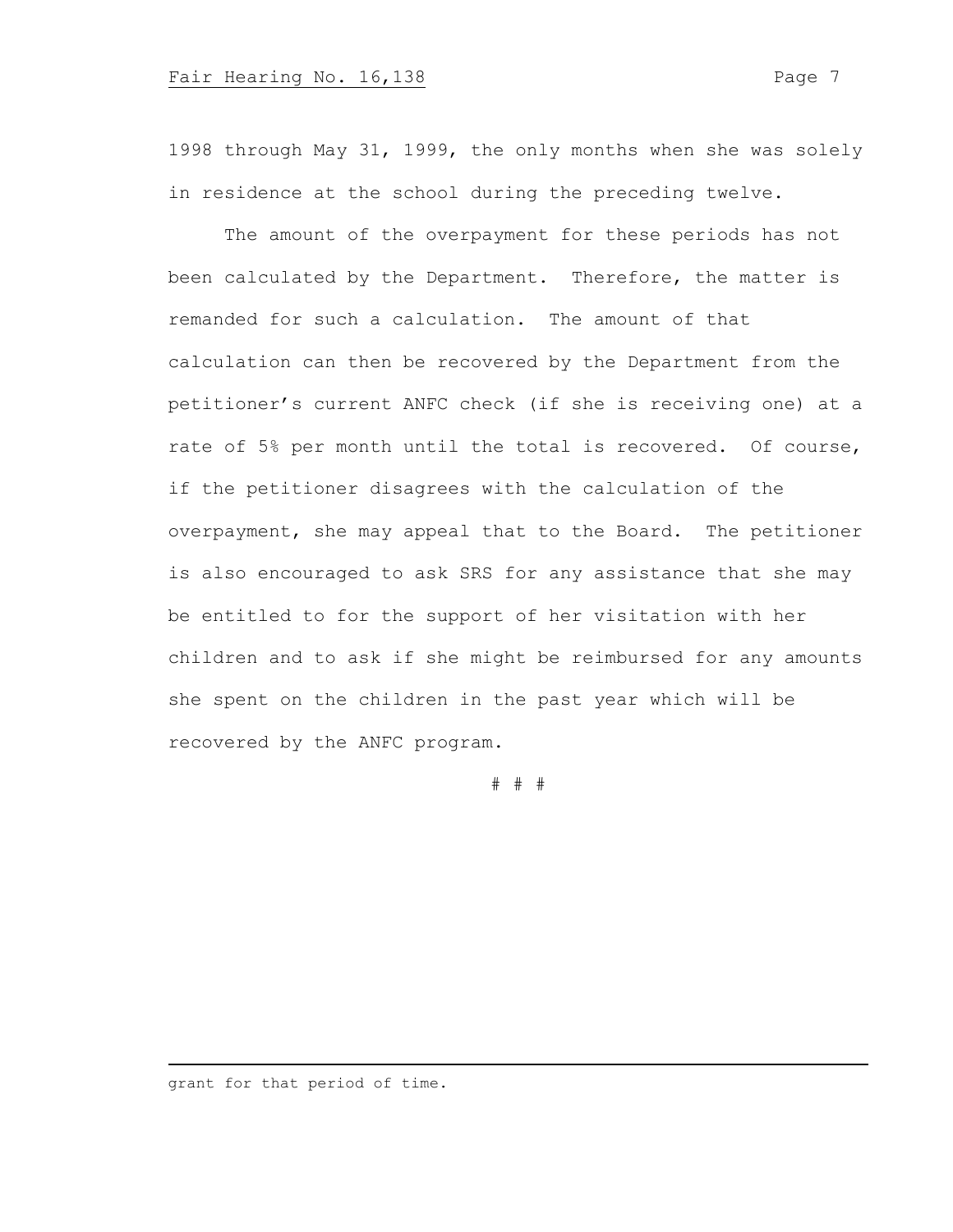1998 through May 31, 1999, the only months when she was solely in residence at the school during the preceding twelve.

The amount of the overpayment for these periods has not been calculated by the Department. Therefore, the matter is remanded for such a calculation. The amount of that calculation can then be recovered by the Department from the petitioner's current ANFC check (if she is receiving one) at a rate of 5% per month until the total is recovered. Of course, if the petitioner disagrees with the calculation of the overpayment, she may appeal that to the Board. The petitioner is also encouraged to ask SRS for any assistance that she may be entitled to for the support of her visitation with her children and to ask if she might be reimbursed for any amounts she spent on the children in the past year which will be recovered by the ANFC program.

# # #

---

grant for that period of time.